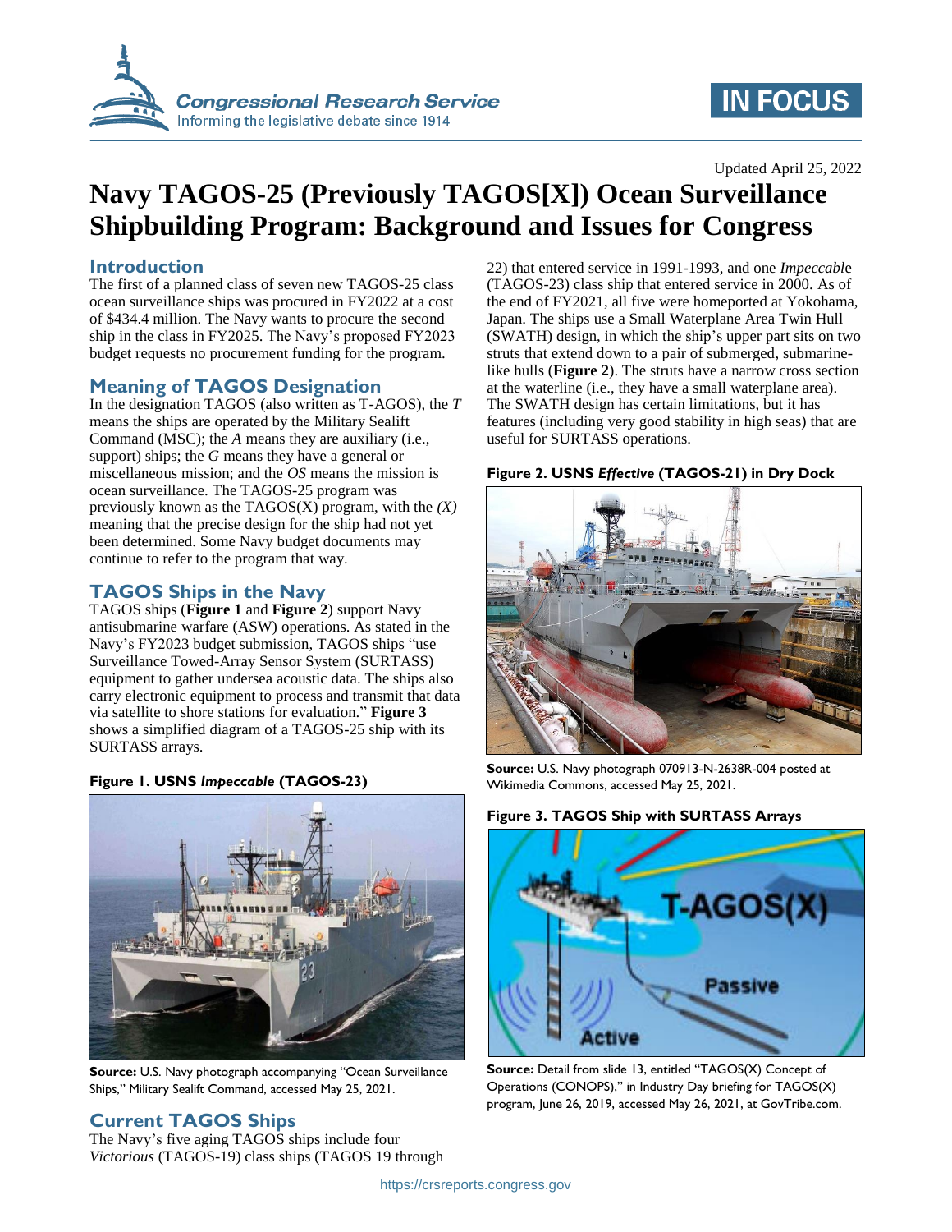Updated April 25, 2022

# Navy TAGOS-25 (Previously TAGOS[X]) Ocean Surveillance Shipbuilding Program: Background and Issues for Congress

## Introduction

The first of a planned class of seven new TAGOS-25 class ocean surveillance ships was procured in FY2022 at a cost of $434.4 million. The Navy wants to procure the second ship in the class in FY2025. The Navy's proposed FY2023 budget requests no procurement funding for the program.

## Meaning of TAGOS Designation

In the designation TAGOS (also written as T-AGOS), the *T* means the ships are operated by the Military Sealift Command (MSC); the *A* means they are auxiliary (i.e., support) ships; the *G* means they have a general or miscellaneous mission; and the *OS* means the mission is ocean surveillance. The TAGOS-25 program was previously known as the TAGOS(X) program, with the *(X)* meaning that the precise design for the ship had not yet been determined. Some Navy budget documents may continue to refer to the program that way.

## TAGOS Ships in the Navy

TAGOS ships (**Figure 1** and **Figure 2**) support Navy antisubmarine warfare (ASW) operations. As stated in the Navy's FY2023 budget submission, TAGOS ships "use Surveillance Towed-Array Sensor System (SURTASS) equipment to gather undersea acoustic data. The ships also carry electronic equipment to process and transmit that data via satellite to shore stations for evaluation." **Figure 3** shows a simplified diagram of a TAGOS-25 ship with its SURTASS arrays.

**Figure 1. USNS *Impeccable* (TAGOS-23)**

**Source:** U.S. Navy photograph accompanying "Ocean Surveillance Ships," Military Sealift Command, accessed May 25, 2021.

## Current TAGOS Ships

The Navy's five aging TAGOS ships include four *Victorious* (TAGOS-19) class ships (TAGOS 19 through 22) that entered service in 1991-1993, and one *Impeccable* (TAGOS-23) class ship that entered service in 2000. As of the end of FY2021, all five were homeported at Yokohama, Japan. The ships use a Small Waterplane Area Twin Hull (SWATH) design, in which the ship's upper part sits on two struts that extend down to a pair of submerged, submarine-like hulls (**Figure 2**). The struts have a narrow cross section at the waterline (i.e., they have a small waterplane area). The SWATH design has certain limitations, but it has features (including very good stability in high seas) that are useful for SURTASS operations.

**Figure 2. USNS *Effective* (TAGOS-21) in Dry Dock**

**Source:** U.S. Navy photograph 070913-N-2638R-004 posted at Wikimedia Commons, accessed May 25, 2021.

**Figure 3. TAGOS Ship with SURTASS Arrays**

**Source:** Detail from slide 13, entitled "TAGOS(X) Concept of Operations (CONOPS)," in Industry Day briefing for TAGOS(X) program, June 26, 2019, accessed May 26, 2021, at GovTribe.com.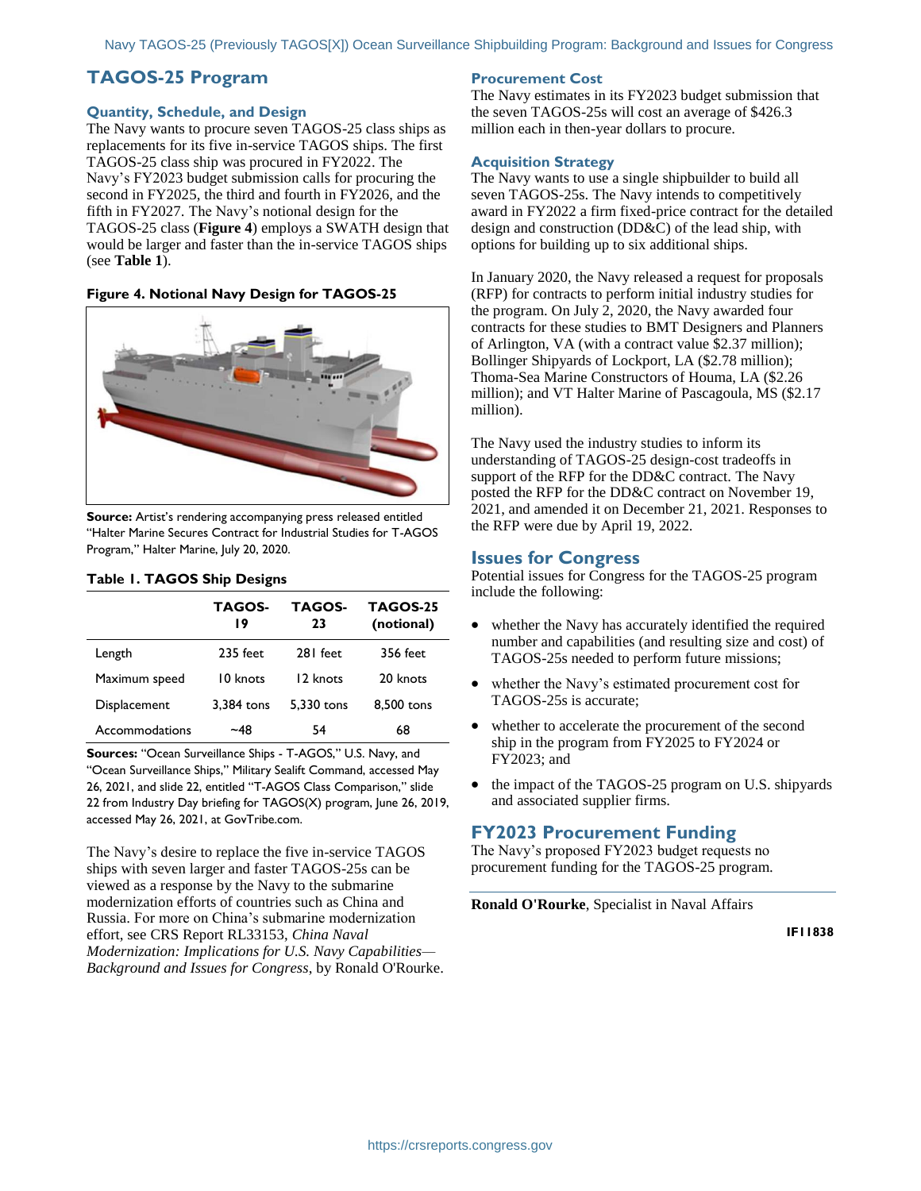## TAGOS-25 Program

### Quantity, Schedule, and Design

The Navy wants to procure seven TAGOS-25 class ships as replacements for its five in-service TAGOS ships. The first TAGOS-25 class ship was procured in FY2022. The Navy's FY2023 budget submission calls for procuring the second in FY2025, the third and fourth in FY2026, and the fifth in FY2027. The Navy's notional design for the TAGOS-25 class (**Figure 4**) employs a SWATH design that would be larger and faster than the in-service TAGOS ships (see **Table 1**).

**Figure 4. Notional Navy Design for TAGOS-25**

**Source:** Artist's rendering accompanying press released entitled "Halter Marine Secures Contract for Industrial Studies for T-AGOS Program," Halter Marine, July 20, 2020.

**Table 1. TAGOS Ship Designs**

| | TAGOS-19 | TAGOS-23 | TAGOS-25 (notional) |
|---|---|---|---|
| Length | 235 feet | 281 feet | 356 feet |
| Maximum speed | 10 knots | 12 knots | 20 knots |
| Displacement | 3,384 tons | 5,330 tons | 8,500 tons |
| Accommodations | ~48 | 54 | 68 |

**Sources:** "Ocean Surveillance Ships - T-AGOS," U.S. Navy, and "Ocean Surveillance Ships," Military Sealift Command, accessed May 26, 2021, and slide 22, entitled "T-AGOS Class Comparison," slide 22 from Industry Day briefing for TAGOS(X) program, June 26, 2019, accessed May 26, 2021, at GovTribe.com.

The Navy's desire to replace the five in-service TAGOS ships with seven larger and faster TAGOS-25s can be viewed as a response by the Navy to the submarine modernization efforts of countries such as China and Russia. For more on China's submarine modernization effort, see CRS Report RL33153, *China Naval Modernization: Implications for U.S. Navy Capabilities—Background and Issues for Congress*, by Ronald O'Rourke.

### Procurement Cost

The Navy estimates in its FY2023 budget submission that the seven TAGOS-25s will cost an average of $426.3 million each in then-year dollars to procure.

### Acquisition Strategy

The Navy wants to use a single shipbuilder to build all seven TAGOS-25s. The Navy intends to competitively award in FY2022 a firm fixed-price contract for the detailed design and construction (DD&C) of the lead ship, with options for building up to six additional ships.

In January 2020, the Navy released a request for proposals (RFP) for contracts to perform initial industry studies for the program. On July 2, 2020, the Navy awarded four contracts for these studies to BMT Designers and Planners of Arlington, VA (with a contract value $2.37 million); Bollinger Shipyards of Lockport, LA ($2.78 million); Thoma-Sea Marine Constructors of Houma, LA ($2.26 million); and VT Halter Marine of Pascagoula, MS ($2.17 million).

The Navy used the industry studies to inform its understanding of TAGOS-25 design-cost tradeoffs in support of the RFP for the DD&C contract. The Navy posted the RFP for the DD&C contract on November 19, 2021, and amended it on December 21, 2021. Responses to the RFP were due by April 19, 2022.

## Issues for Congress

Potential issues for Congress for the TAGOS-25 program include the following:

- whether the Navy has accurately identified the required number and capabilities (and resulting size and cost) of TAGOS-25s needed to perform future missions;
- whether the Navy's estimated procurement cost for TAGOS-25s is accurate;
- whether to accelerate the procurement of the second ship in the program from FY2025 to FY2024 or FY2023; and
- the impact of the TAGOS-25 program on U.S. shipyards and associated supplier firms.

## FY2023 Procurement Funding

The Navy's proposed FY2023 budget requests no procurement funding for the TAGOS-25 program.

**Ronald O'Rourke**, Specialist in Naval Affairs

IF11838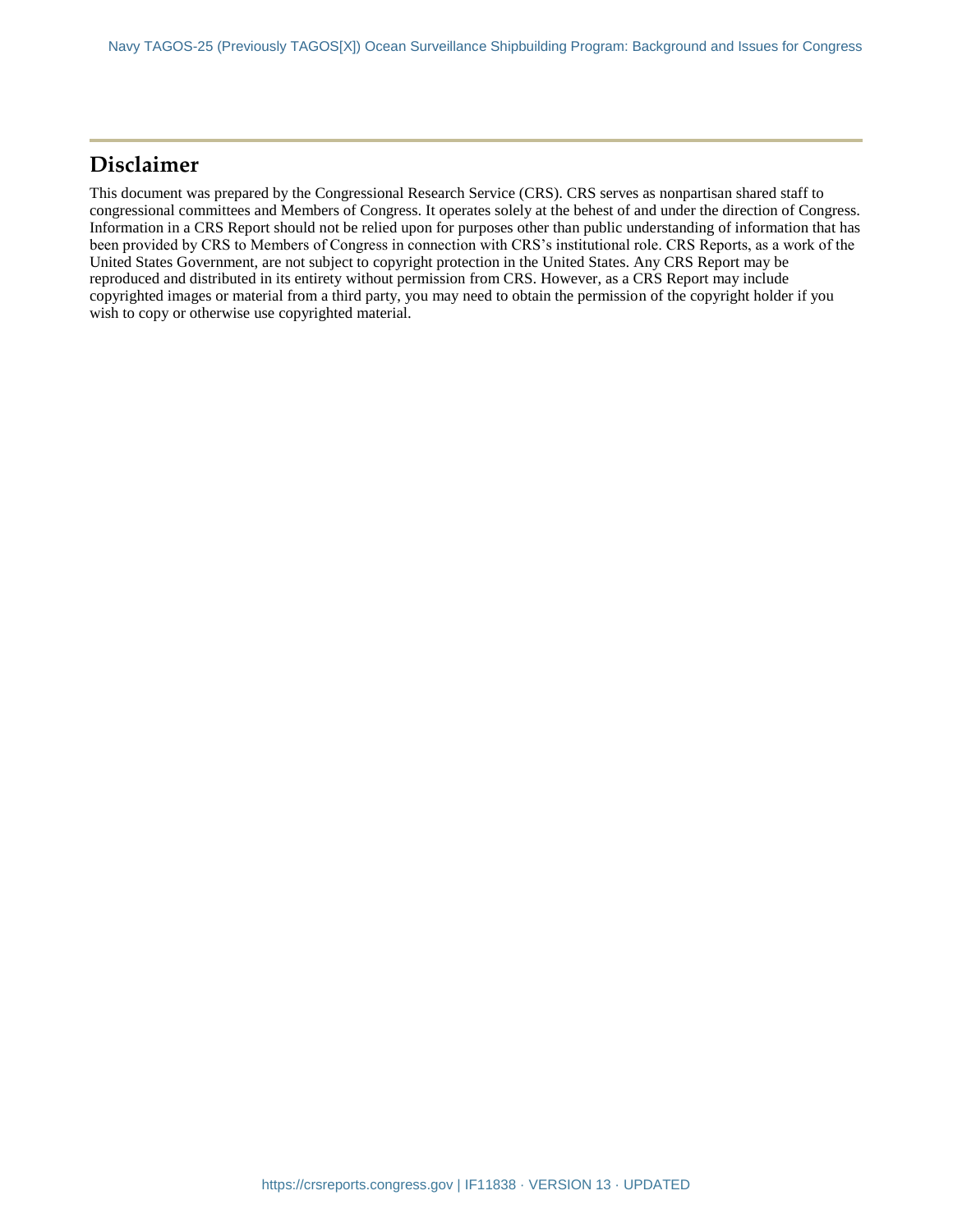## Disclaimer

This document was prepared by the Congressional Research Service (CRS). CRS serves as nonpartisan shared staff to congressional committees and Members of Congress. It operates solely at the behest of and under the direction of Congress. Information in a CRS Report should not be relied upon for purposes other than public understanding of information that has been provided by CRS to Members of Congress in connection with CRS's institutional role. CRS Reports, as a work of the United States Government, are not subject to copyright protection in the United States. Any CRS Report may be reproduced and distributed in its entirety without permission from CRS. However, as a CRS Report may include copyrighted images or material from a third party, you may need to obtain the permission of the copyright holder if you wish to copy or otherwise use copyrighted material.